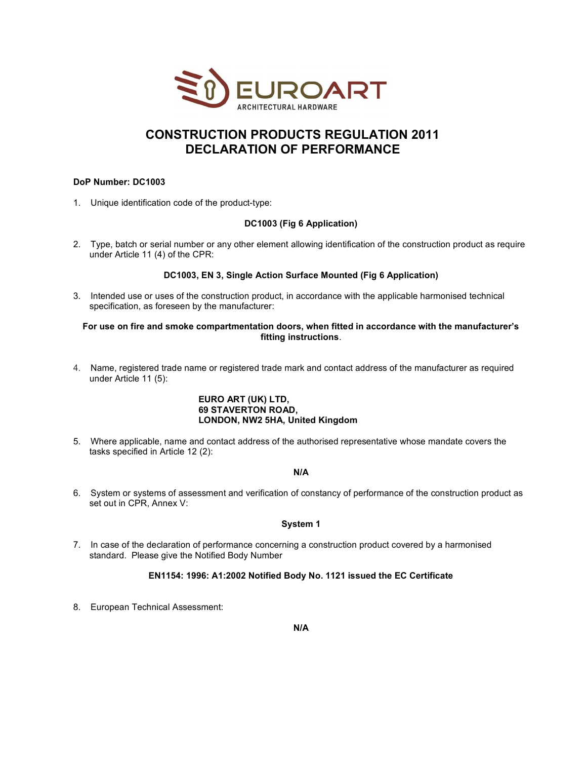EUROART
ARCHITECTURAL HARDWARE

# CONSTRUCTION PRODUCTS REGULATION 2011
# DECLARATION OF PERFORMANCE

**DoP Number: DC1003**

1. Unique identification code of the product-type:

   **DC1003 (Fig 6 Application)**

2. Type, batch or serial number or any other element allowing identification of the construction product as require under Article 11 (4) of the CPR:

   **DC1003, EN 3, Single Action Surface Mounted (Fig 6 Application)**

3. Intended use or uses of the construction product, in accordance with the applicable harmonised technical specification, as foreseen by the manufacturer:

   **For use on fire and smoke compartmentation doors, when fitted in accordance with the manufacturer's fitting instructions**.

4. Name, registered trade name or registered trade mark and contact address of the manufacturer as required under Article 11 (5):

   **EURO ART (UK) LTD,**
   **69 STAVERTON ROAD,**
   **LONDON, NW2 5HA, United Kingdom**

5. Where applicable, name and contact address of the authorised representative whose mandate covers the tasks specified in Article 12 (2):

   **N/A**

6. System or systems of assessment and verification of constancy of performance of the construction product as set out in CPR, Annex V:

   **System 1**

7. In case of the declaration of performance concerning a construction product covered by a harmonised standard. Please give the Notified Body Number

   **EN1154: 1996: A1:2002 Notified Body No. 1121 issued the EC Certificate**

8. European Technical Assessment:

   **N/A**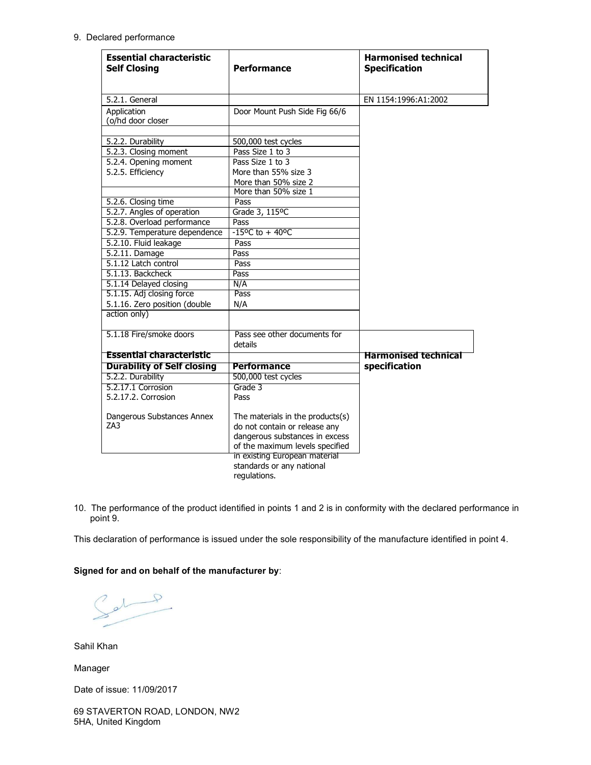9. Declared performance

| Essential characteristic Self Closing | Performance | Harmonised technical Specification |
| --- | --- | --- |
| 5.2.1. General | | EN 1154:1996:A1:2002 |
| Application (o/hd door closer | Door Mount Push Side Fig 66/6 | |
| 5.2.2. Durability | 500,000 test cycles | |
| 5.2.3. Closing moment | Pass Size 1 to 3 | |
| 5.2.4. Opening moment<br>5.2.5. Efficiency | Pass Size 1 to 3<br>More than 55% size 3<br>More than 50% size 2 | |
| | More than 50% size 1 | |
| 5.2.6. Closing time | Pass | |
| 5.2.7. Angles of operation | Grade 3, 115ºC | |
| 5.2.8. Overload performance | Pass | |
| 5.2.9. Temperature dependence | -15ºC to + 40ºC | |
| 5.2.10. Fluid leakage | Pass | |
| 5.2.11. Damage | Pass | |
| 5.1.12 Latch control | Pass | |
| 5.1.13. Backcheck | Pass | |
| 5.1.14 Delayed closing | N/A | |
| 5.1.15. Adj closing force | Pass | |
| 5.1.16. Zero position (double action only) | N/A | |
| 5.1.18 Fire/smoke doors | Pass see other documents for details | |
| **Essential characteristic Durability of Self closing** | **Performance** | **Harmonised technical specification** |
| 5.2.2. Durability | 500,000 test cycles | |
| 5.2.17.1 Corrosion<br>5.2.17.2. Corrosion | Grade 3<br>Pass | |
| Dangerous Substances Annex ZA3 | The materials in the products(s) do not contain or release any dangerous substances in excess of the maximum levels specified in existing European material standards or any national regulations. | |

10. The performance of the product identified in points 1 and 2 is in conformity with the declared performance in point 9.

This declaration of performance is issued under the sole responsibility of the manufacture identified in point 4.

**Signed for and on behalf of the manufacturer by**:

Sahil Khan

Manager

Date of issue: 11/09/2017

69 STAVERTON ROAD, LONDON, NW2 5HA, United Kingdom